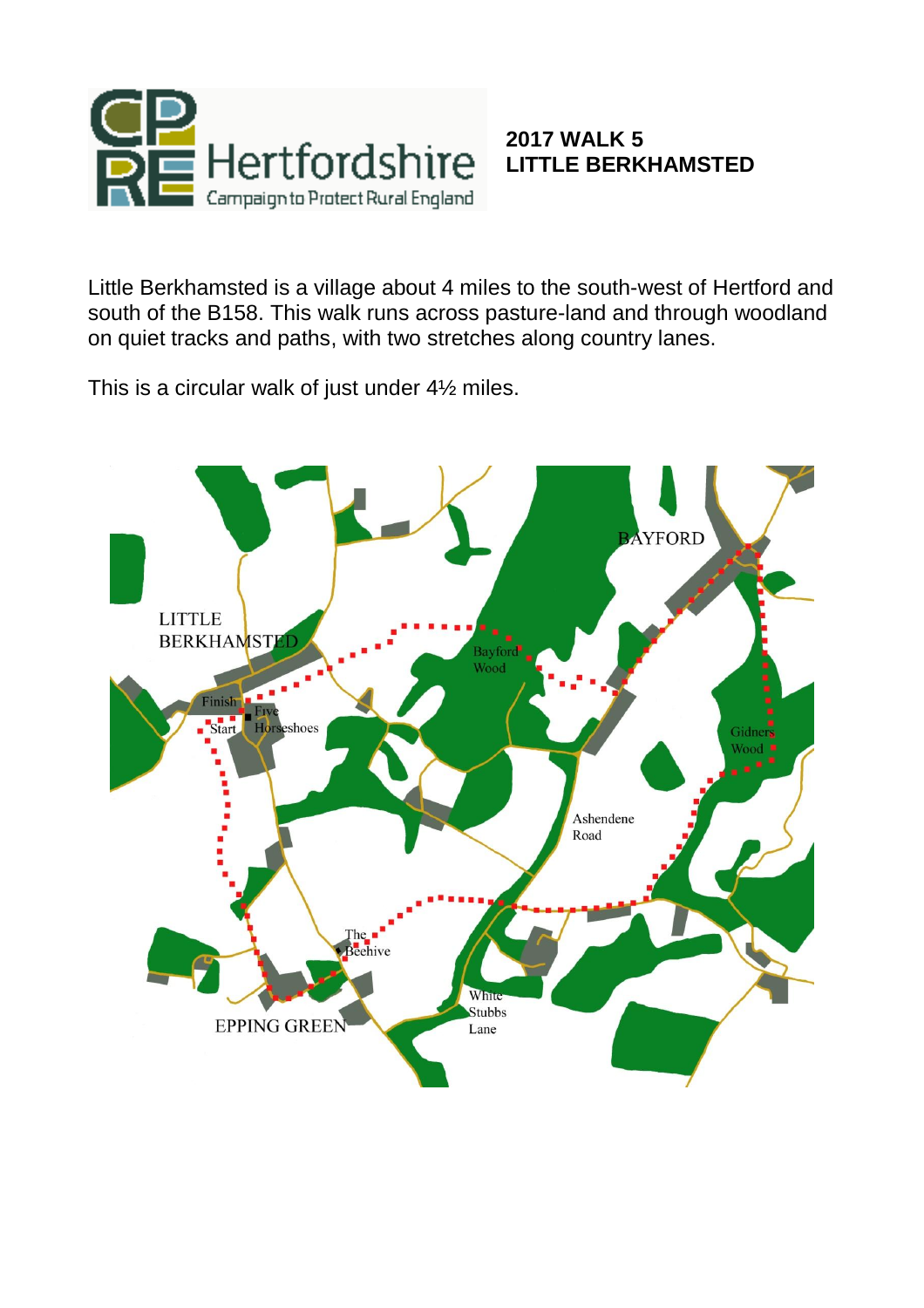CPRE Hertfordshire
Campaign to Protect Rural England

## 2017 WALK 5
## LITTLE BERKHAMSTED

Little Berkhamsted is a village about 4 miles to the south-west of Hertford and south of the B158. This walk runs across pasture-land and through woodland on quiet tracks and paths, with two stretches along country lanes.

This is a circular walk of just under 4½ miles.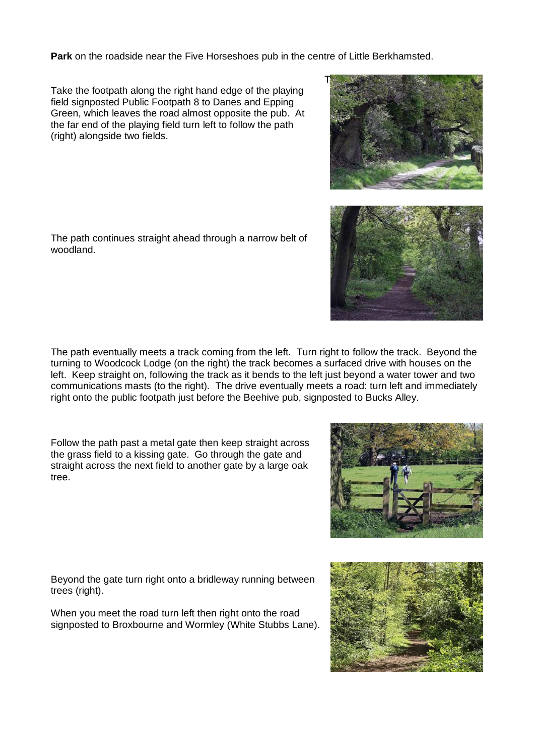**Park** on the roadside near the Five Horseshoes pub in the centre of Little Berkhamsted.

Take the footpath along the right hand edge of the playing field signposted Public Footpath 8 to Danes and Epping Green, which leaves the road almost opposite the pub. At the far end of the playing field turn left to follow the path (right) alongside two fields.

The path continues straight ahead through a narrow belt of woodland.

The path eventually meets a track coming from the left. Turn right to follow the track. Beyond the turning to Woodcock Lodge (on the right) the track becomes a surfaced drive with houses on the left. Keep straight on, following the track as it bends to the left just beyond a water tower and two communications masts (to the right). The drive eventually meets a road: turn left and immediately right onto the public footpath just before the Beehive pub, signposted to Bucks Alley.

Follow the path past a metal gate then keep straight across the grass field to a kissing gate. Go through the gate and straight across the next field to another gate by a large oak tree.

Beyond the gate turn right onto a bridleway running between trees (right).

When you meet the road turn left then right onto the road signposted to Broxbourne and Wormley (White Stubbs Lane).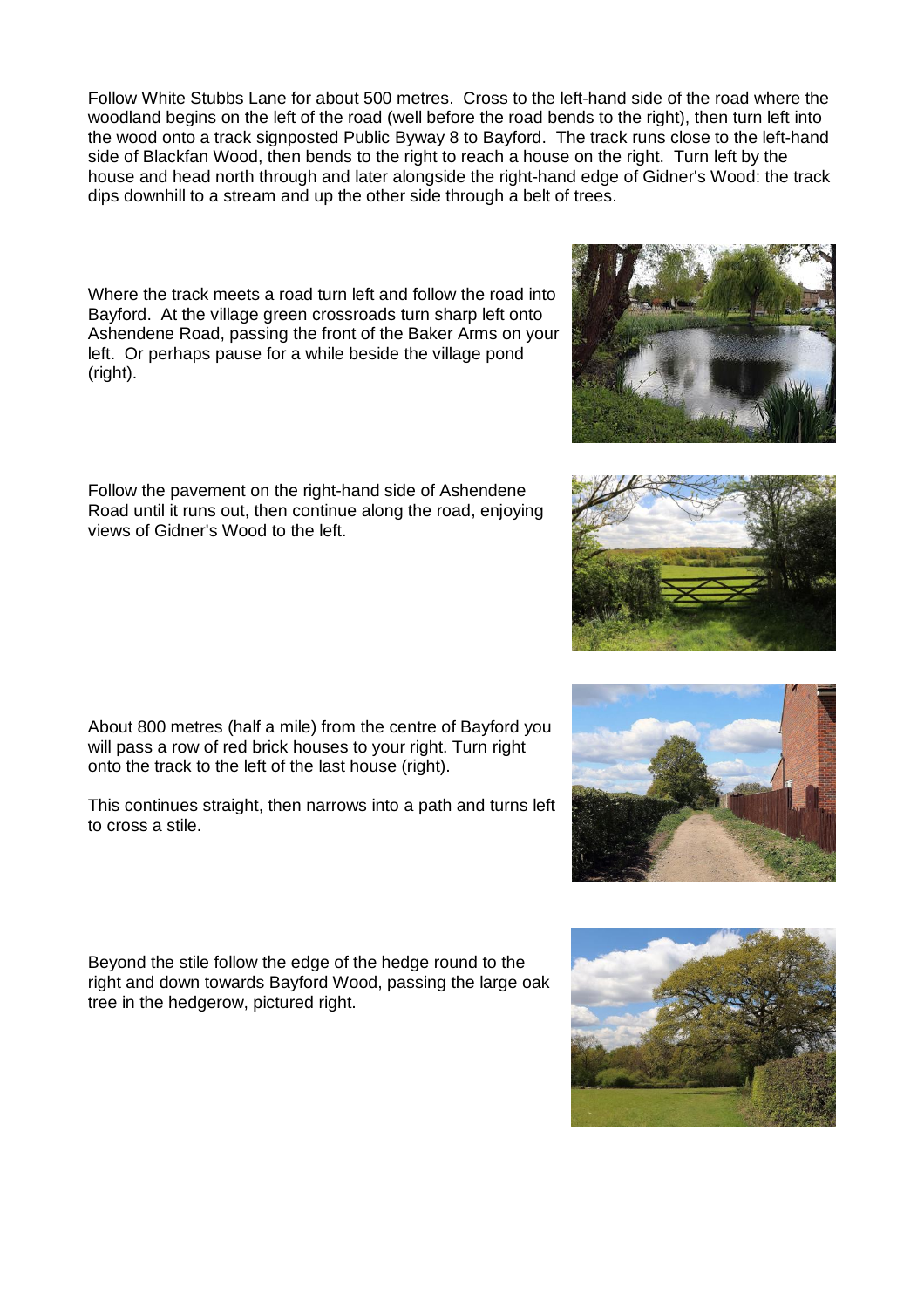Follow White Stubbs Lane for about 500 metres. Cross to the left-hand side of the road where the woodland begins on the left of the road (well before the road bends to the right), then turn left into the wood onto a track signposted Public Byway 8 to Bayford. The track runs close to the left-hand side of Blackfan Wood, then bends to the right to reach a house on the right. Turn left by the house and head north through and later alongside the right-hand edge of Gidner's Wood: the track dips downhill to a stream and up the other side through a belt of trees.

Where the track meets a road turn left and follow the road into Bayford. At the village green crossroads turn sharp left onto Ashendene Road, passing the front of the Baker Arms on your left. Or perhaps pause for a while beside the village pond (right).

Follow the pavement on the right-hand side of Ashendene Road until it runs out, then continue along the road, enjoying views of Gidner's Wood to the left.

About 800 metres (half a mile) from the centre of Bayford you will pass a row of red brick houses to your right. Turn right onto the track to the left of the last house (right).

This continues straight, then narrows into a path and turns left to cross a stile.

Beyond the stile follow the edge of the hedge round to the right and down towards Bayford Wood, passing the large oak tree in the hedgerow, pictured right.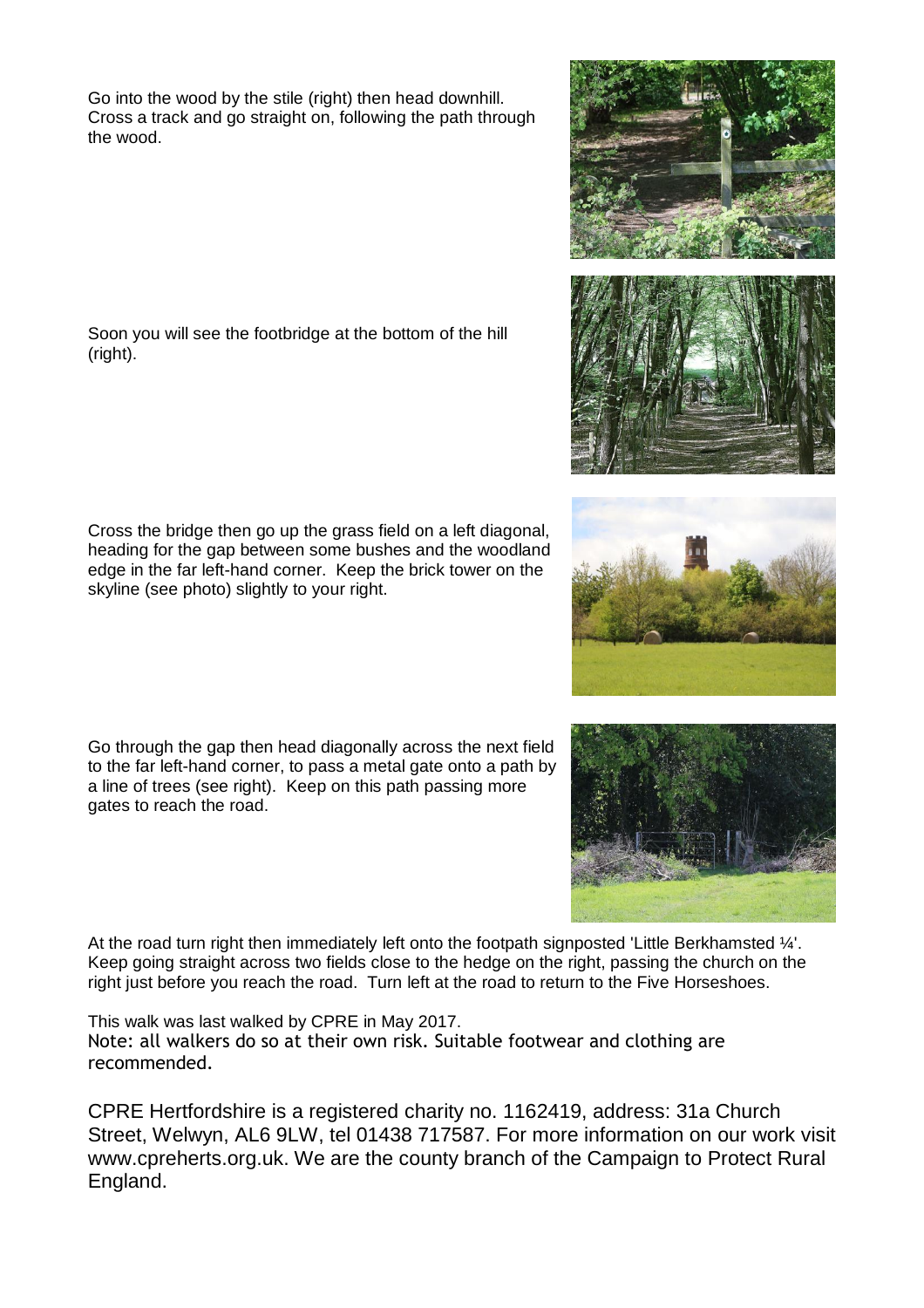Go into the wood by the stile (right) then head downhill. Cross a track and go straight on, following the path through the wood.

Soon you will see the footbridge at the bottom of the hill (right).

Cross the bridge then go up the grass field on a left diagonal, heading for the gap between some bushes and the woodland edge in the far left-hand corner. Keep the brick tower on the skyline (see photo) slightly to your right.

Go through the gap then head diagonally across the next field to the far left-hand corner, to pass a metal gate onto a path by a line of trees (see right). Keep on this path passing more gates to reach the road.

At the road turn right then immediately left onto the footpath signposted 'Little Berkhamsted ¼'. Keep going straight across two fields close to the hedge on the right, passing the church on the right just before you reach the road. Turn left at the road to return to the Five Horseshoes.

This walk was last walked by CPRE in May 2017.
Note: all walkers do so at their own risk. Suitable footwear and clothing are recommended.

CPRE Hertfordshire is a registered charity no. 1162419, address: 31a Church Street, Welwyn, AL6 9LW, tel 01438 717587. For more information on our work visit www.cpreherts.org.uk. We are the county branch of the Campaign to Protect Rural England.